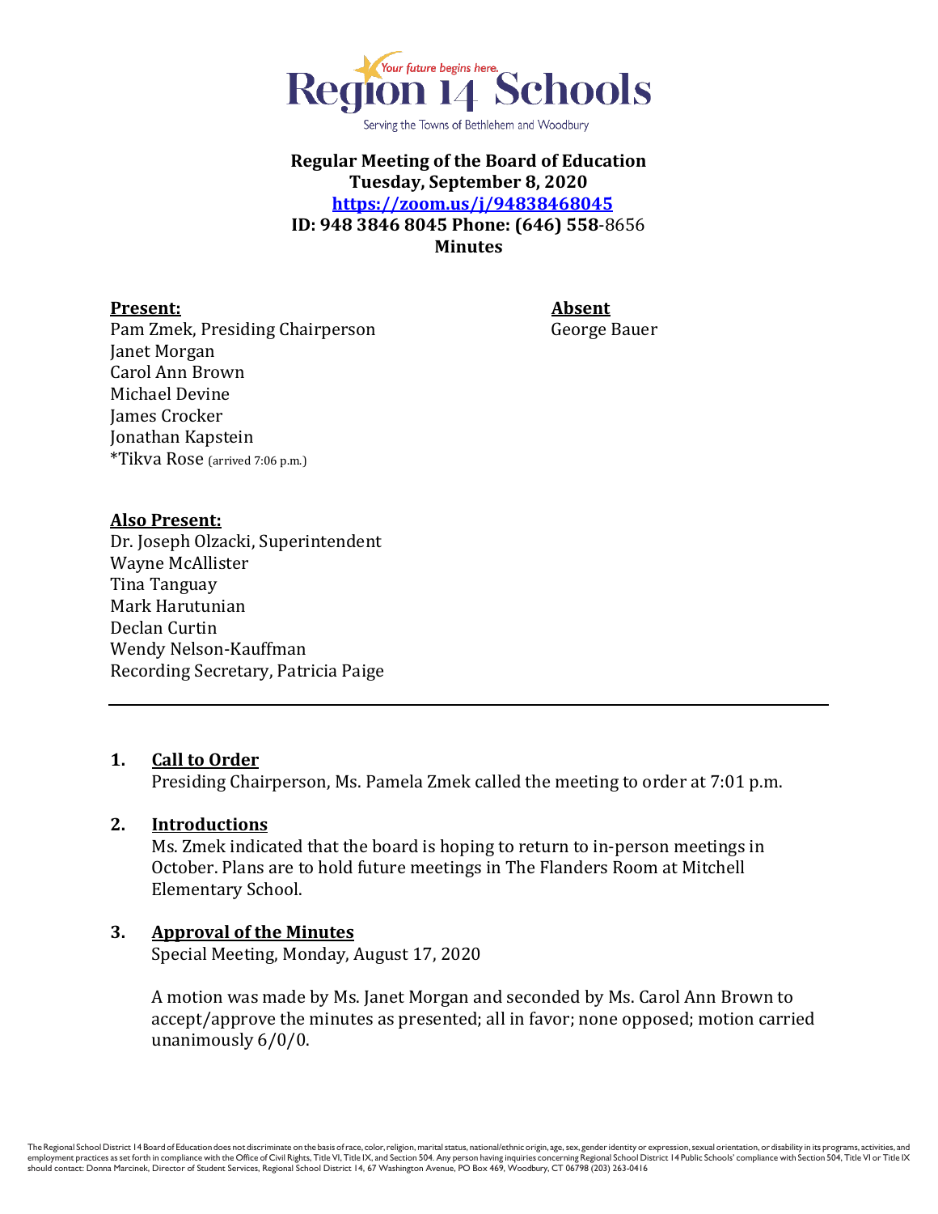Your future begins here.

# Region 14 Schools

Serving the Towns of Bethlehem and Woodbury

**Regular Meeting of the Board of Education**
**Tuesday, September 8, 2020**
**https://zoom.us/j/94838468045**
**ID: 948 3846 8045 Phone: (646) 558**-8656
**Minutes**

**Present:**
Pam Zmek, Presiding Chairperson
Janet Morgan
Carol Ann Brown
Michael Devine
James Crocker
Jonathan Kapstein
*Tikva Rose (arrived 7:06 p.m.)

**Absent**
George Bauer

**Also Present:**
Dr. Joseph Olzacki, Superintendent
Wayne McAllister
Tina Tanguay
Mark Harutunian
Declan Curtin
Wendy Nelson-Kauffman
Recording Secretary, Patricia Paige

---

1. **Call to Order**
   Presiding Chairperson, Ms. Pamela Zmek called the meeting to order at 7:01 p.m.

2. **Introductions**
   Ms. Zmek indicated that the board is hoping to return to in-person meetings in October. Plans are to hold future meetings in The Flanders Room at Mitchell Elementary School.

3. **Approval of the Minutes**
   Special Meeting, Monday, August 17, 2020

   A motion was made by Ms. Janet Morgan and seconded by Ms. Carol Ann Brown to accept/approve the minutes as presented; all in favor; none opposed; motion carried unanimously 6/0/0.

The Regional School District 14 Board of Education does not discriminate on the basis of race, color, religion, marital status, national/ethnic origin, age, sex, gender identity or expression, sexual orientation, or disability in its programs, activities, and employment practices as set forth in compliance with the Office of Civil Rights, Title VI, Title IX, and Section 504. Any person having inquiries concerning Regional School District 14 Public Schools' compliance with Section 504, Title VI or Title IX should contact: Donna Marcinek, Director of Student Services, Regional School District 14, 67 Washington Avenue, PO Box 469, Woodbury, CT 06798 (203) 263-0416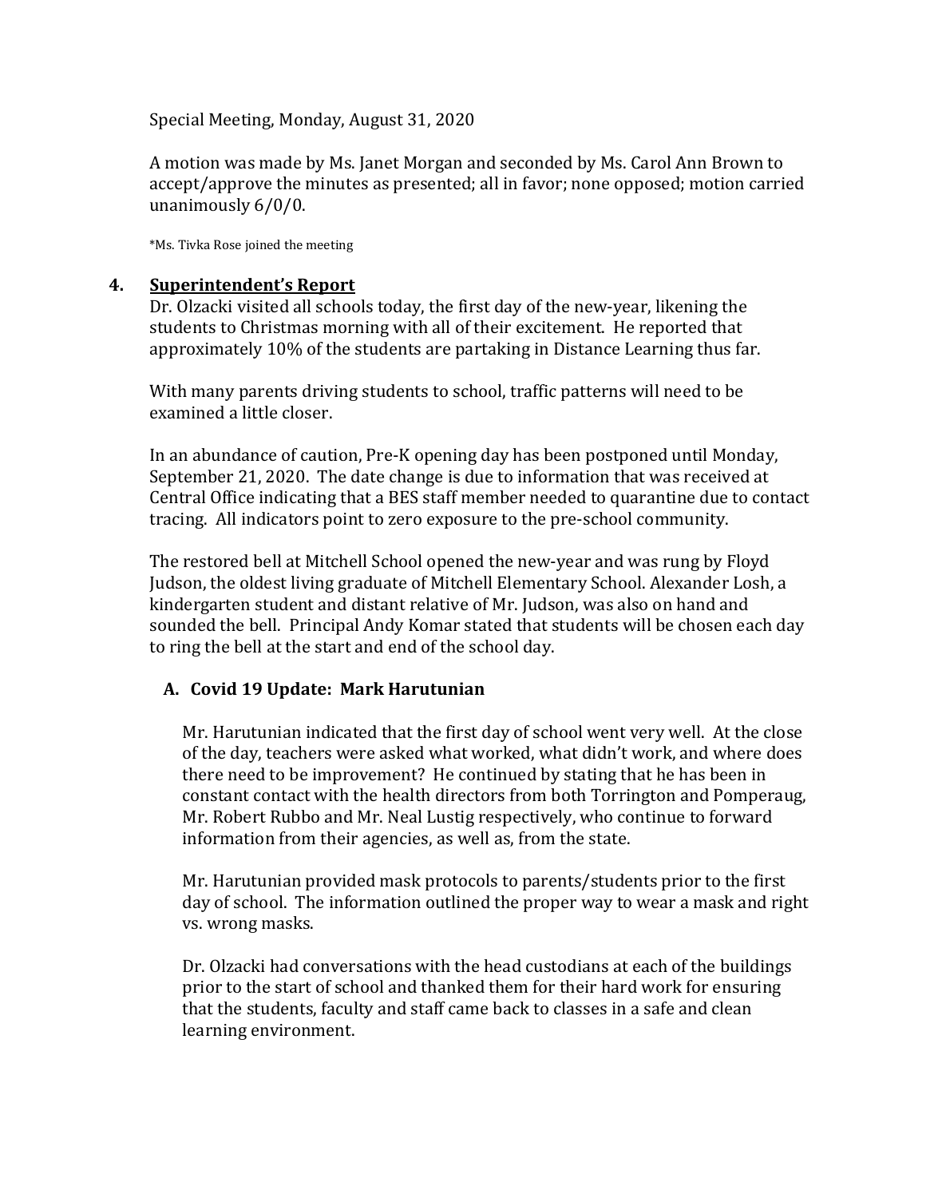Special Meeting, Monday, August 31, 2020

A motion was made by Ms. Janet Morgan and seconded by Ms. Carol Ann Brown to accept/approve the minutes as presented; all in favor; none opposed; motion carried unanimously 6/0/0.

*Ms. Tivka Rose joined the meeting

## 4. Superintendent's Report

Dr. Olzacki visited all schools today, the first day of the new-year, likening the students to Christmas morning with all of their excitement. He reported that approximately 10% of the students are partaking in Distance Learning thus far.

With many parents driving students to school, traffic patterns will need to be examined a little closer.

In an abundance of caution, Pre-K opening day has been postponed until Monday, September 21, 2020. The date change is due to information that was received at Central Office indicating that a BES staff member needed to quarantine due to contact tracing. All indicators point to zero exposure to the pre-school community.

The restored bell at Mitchell School opened the new-year and was rung by Floyd Judson, the oldest living graduate of Mitchell Elementary School. Alexander Losh, a kindergarten student and distant relative of Mr. Judson, was also on hand and sounded the bell. Principal Andy Komar stated that students will be chosen each day to ring the bell at the start and end of the school day.

### A. Covid 19 Update: Mark Harutunian

Mr. Harutunian indicated that the first day of school went very well. At the close of the day, teachers were asked what worked, what didn't work, and where does there need to be improvement? He continued by stating that he has been in constant contact with the health directors from both Torrington and Pomperaug, Mr. Robert Rubbo and Mr. Neal Lustig respectively, who continue to forward information from their agencies, as well as, from the state.

Mr. Harutunian provided mask protocols to parents/students prior to the first day of school. The information outlined the proper way to wear a mask and right vs. wrong masks.

Dr. Olzacki had conversations with the head custodians at each of the buildings prior to the start of school and thanked them for their hard work for ensuring that the students, faculty and staff came back to classes in a safe and clean learning environment.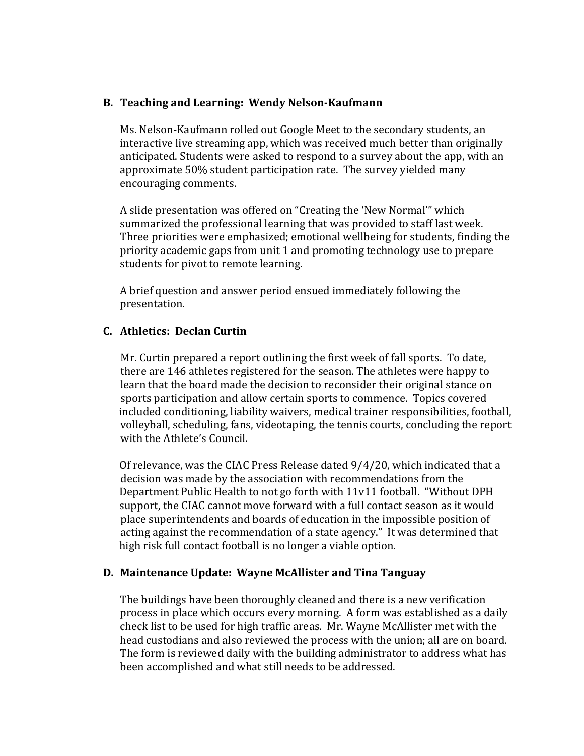**B. Teaching and Learning: Wendy Nelson-Kaufmann**

Ms. Nelson-Kaufmann rolled out Google Meet to the secondary students, an interactive live streaming app, which was received much better than originally anticipated. Students were asked to respond to a survey about the app, with an approximate 50% student participation rate. The survey yielded many encouraging comments.

A slide presentation was offered on "Creating the 'New Normal'" which summarized the professional learning that was provided to staff last week. Three priorities were emphasized; emotional wellbeing for students, finding the priority academic gaps from unit 1 and promoting technology use to prepare students for pivot to remote learning.

A brief question and answer period ensued immediately following the presentation.

**C. Athletics: Declan Curtin**

Mr. Curtin prepared a report outlining the first week of fall sports. To date, there are 146 athletes registered for the season. The athletes were happy to learn that the board made the decision to reconsider their original stance on sports participation and allow certain sports to commence. Topics covered included conditioning, liability waivers, medical trainer responsibilities, football, volleyball, scheduling, fans, videotaping, the tennis courts, concluding the report with the Athlete's Council.

Of relevance, was the CIAC Press Release dated 9/4/20, which indicated that a decision was made by the association with recommendations from the Department Public Health to not go forth with 11v11 football. "Without DPH support, the CIAC cannot move forward with a full contact season as it would place superintendents and boards of education in the impossible position of acting against the recommendation of a state agency." It was determined that high risk full contact football is no longer a viable option.

**D. Maintenance Update: Wayne McAllister and Tina Tanguay**

The buildings have been thoroughly cleaned and there is a new verification process in place which occurs every morning. A form was established as a daily check list to be used for high traffic areas. Mr. Wayne McAllister met with the head custodians and also reviewed the process with the union; all are on board. The form is reviewed daily with the building administrator to address what has been accomplished and what still needs to be addressed.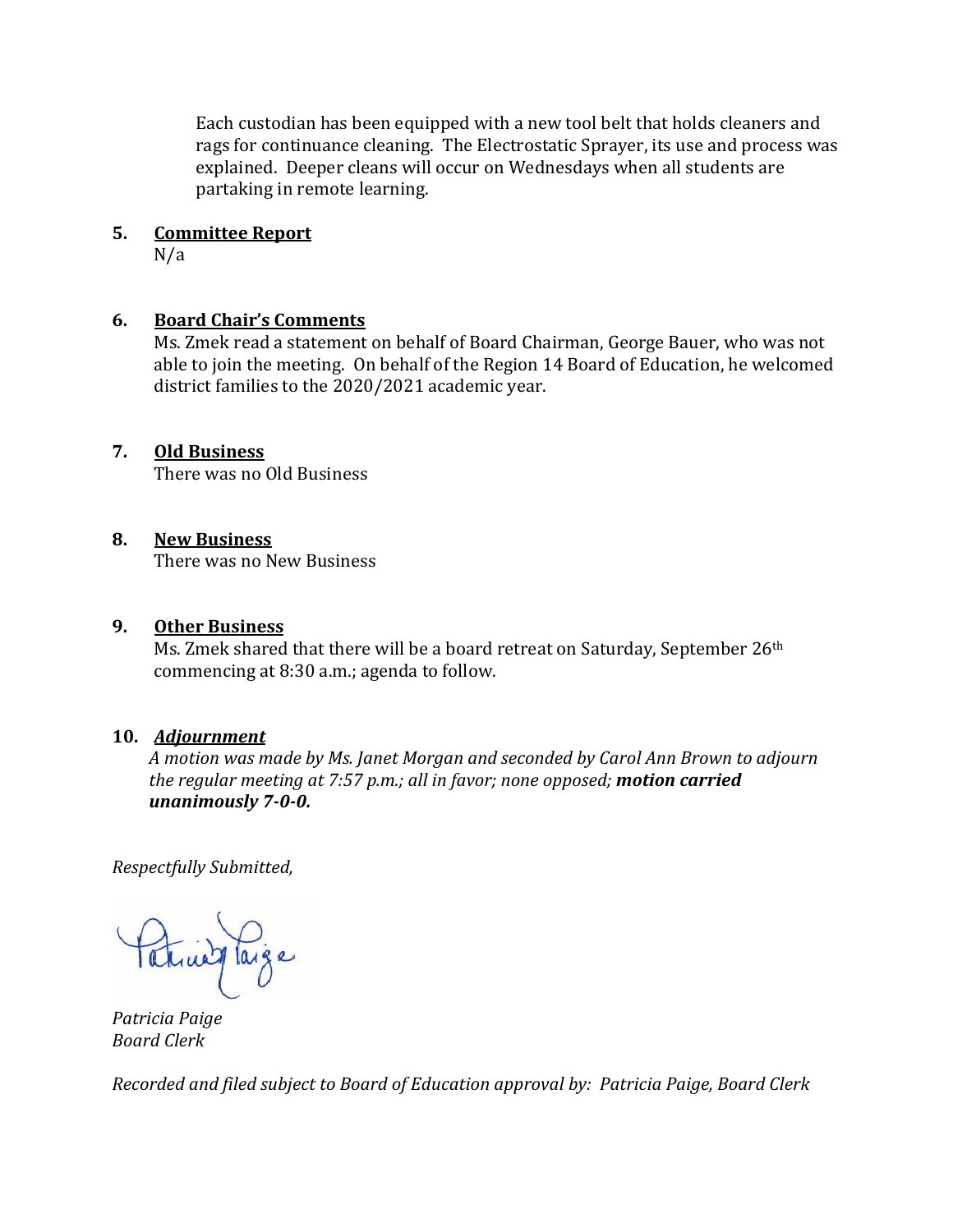Each custodian has been equipped with a new tool belt that holds cleaners and rags for continuance cleaning. The Electrostatic Sprayer, its use and process was explained. Deeper cleans will occur on Wednesdays when all students are partaking in remote learning.

**5. <u>Committee Report</u>**
N/a

**6. <u>Board Chair's Comments</u>**
Ms. Zmek read a statement on behalf of Board Chairman, George Bauer, who was not able to join the meeting. On behalf of the Region 14 Board of Education, he welcomed district families to the 2020/2021 academic year.

**7. <u>Old Business</u>**
There was no Old Business

**8. <u>New Business</u>**
There was no New Business

**9. <u>Other Business</u>**
Ms. Zmek shared that there will be a board retreat on Saturday, September 26th commencing at 8:30 a.m.; agenda to follow.

**10. *<u>Adjournment</u>***
*A motion was made by Ms. Janet Morgan and seconded by Carol Ann Brown to adjourn the regular meeting at 7:57 p.m.; all in favor; none opposed;* ***motion carried unanimously 7-0-0.***

*Respectfully Submitted,*

*Patricia Paige*
*Board Clerk*

*Recorded and filed subject to Board of Education approval by: Patricia Paige, Board Clerk*